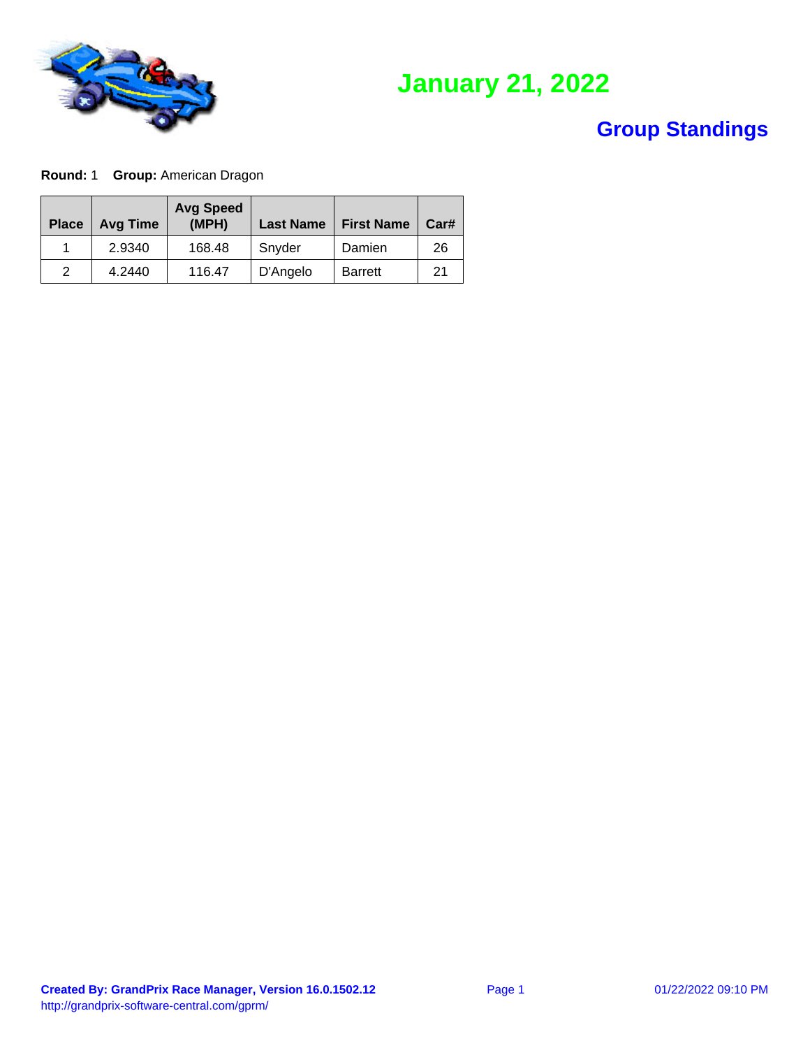# January 21, 2022

## Group Standings

**Round:** 1 **Group:** American Dragon

| Place | Avg Time | Avg Speed (MPH) | Last Name | First Name | Car# |
|---|---|---|---|---|---|
| 1 | 2.9340 | 168.48 | Snyder | Damien | 26 |
| 2 | 4.2440 | 116.47 | D'Angelo | Barrett | 21 |

**Created By: GrandPrix Race Manager, Version 16.0.1502.12**
http://grandprix-software-central.com/gprm/

01/22/2022 09:10 PM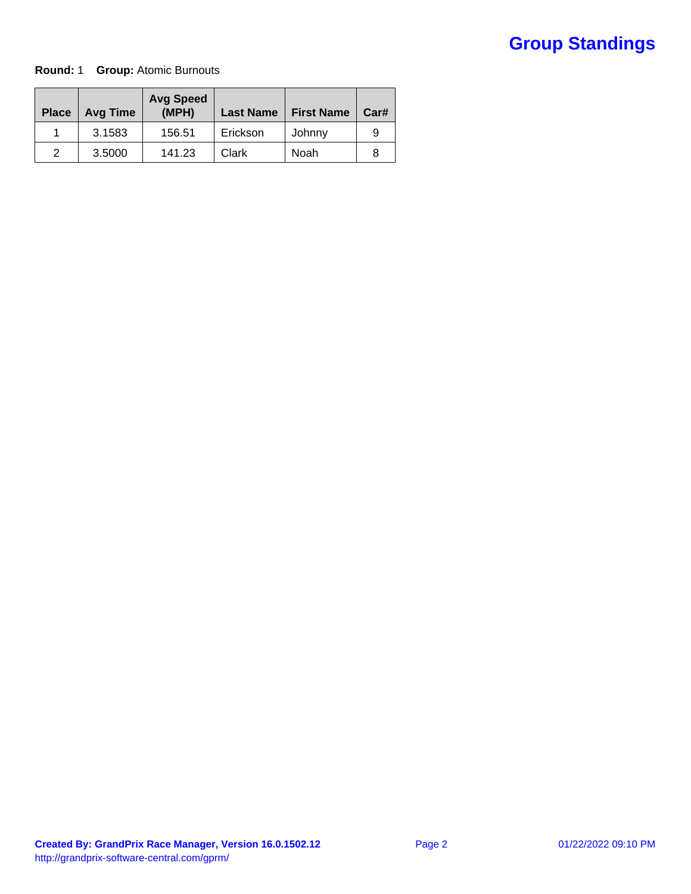# Group Standings

**Round:** 1 **Group:** Atomic Burnouts

| Place | Avg Time | Avg Speed (MPH) | Last Name | First Name | Car# |
|---|---|---|---|---|---|
| 1 | 3.1583 | 156.51 | Erickson | Johnny | 9 |
| 2 | 3.5000 | 141.23 | Clark | Noah | 8 |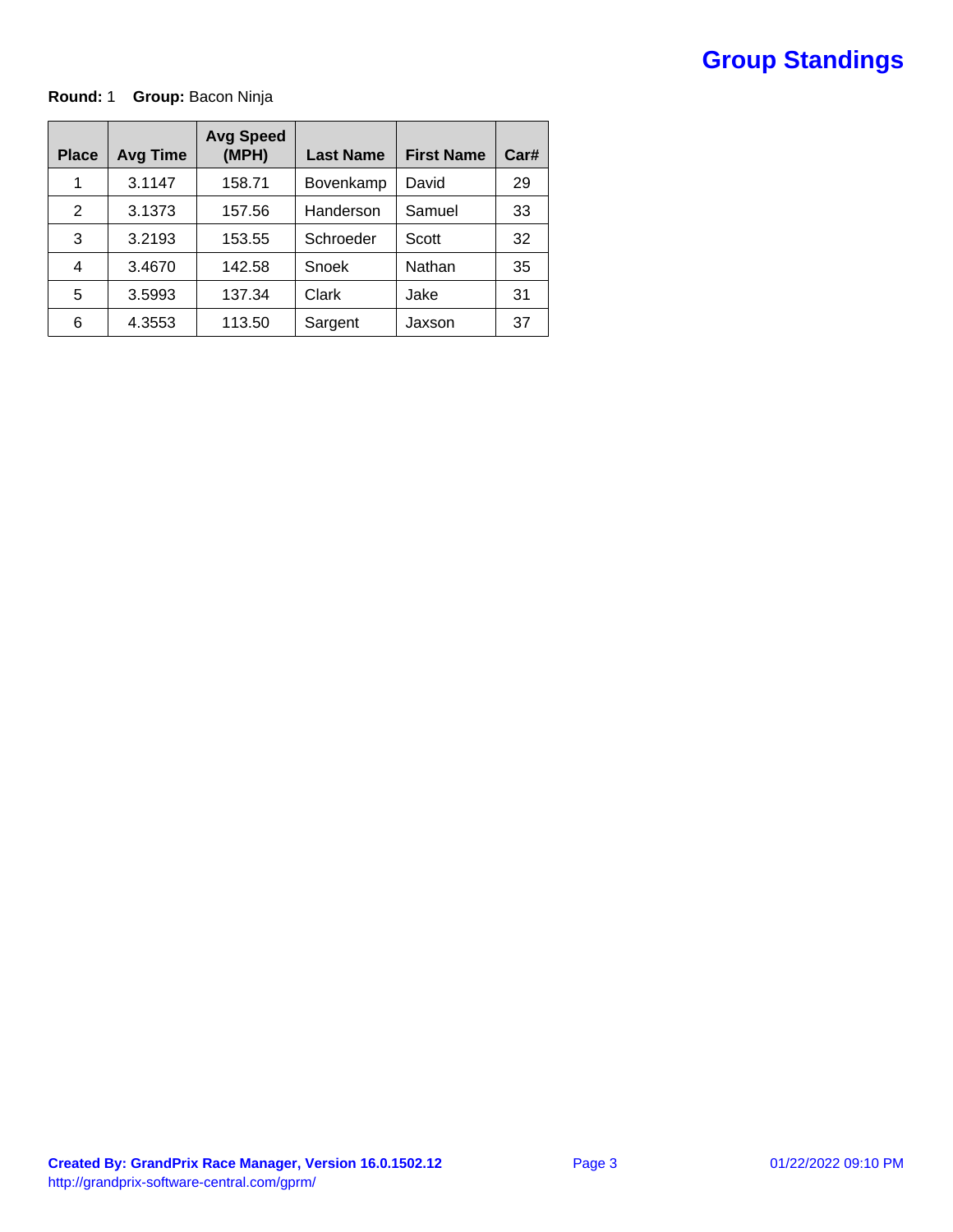# Group Standings

**Round:** 1 **Group:** Bacon Ninja

| Place | Avg Time | Avg Speed (MPH) | Last Name | First Name | Car# |
|---|---|---|---|---|---|
| 1 | 3.1147 | 158.71 | Bovenkamp | David | 29 |
| 2 | 3.1373 | 157.56 | Handerson | Samuel | 33 |
| 3 | 3.2193 | 153.55 | Schroeder | Scott | 32 |
| 4 | 3.4670 | 142.58 | Snoek | Nathan | 35 |
| 5 | 3.5993 | 137.34 | Clark | Jake | 31 |
| 6 | 4.3553 | 113.50 | Sargent | Jaxson | 37 |

**Created By: GrandPrix Race Manager, Version 16.0.1502.12**
http://grandprix-software-central.com/gprm/

01/22/2022 09:10 PM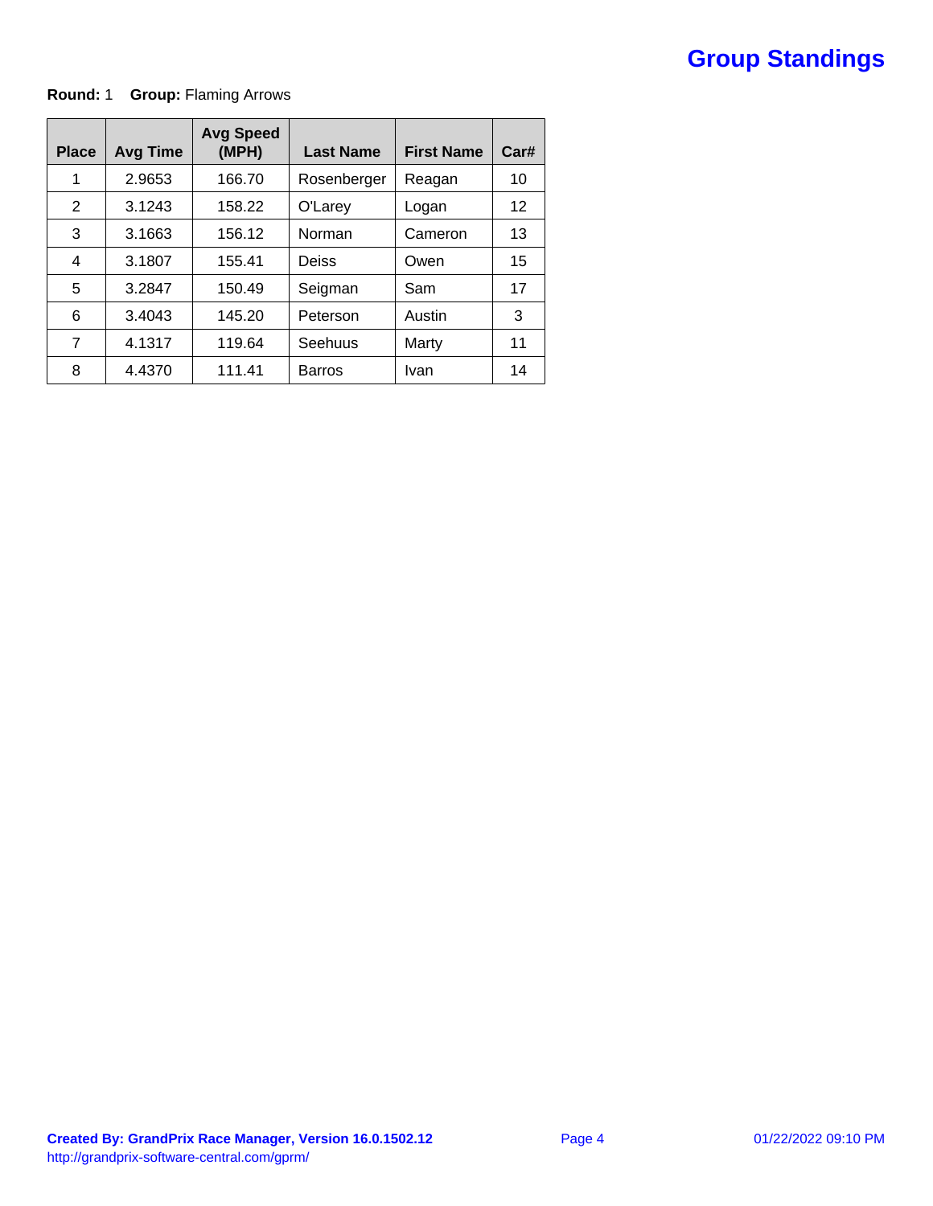# Group Standings

**Round:** 1 **Group:** Flaming Arrows

| Place | Avg Time | Avg Speed (MPH) | Last Name | First Name | Car# |
|---|---|---|---|---|---|
| 1 | 2.9653 | 166.70 | Rosenberger | Reagan | 10 |
| 2 | 3.1243 | 158.22 | O'Larey | Logan | 12 |
| 3 | 3.1663 | 156.12 | Norman | Cameron | 13 |
| 4 | 3.1807 | 155.41 | Deiss | Owen | 15 |
| 5 | 3.2847 | 150.49 | Seigman | Sam | 17 |
| 6 | 3.4043 | 145.20 | Peterson | Austin | 3 |
| 7 | 4.1317 | 119.64 | Seehuus | Marty | 11 |
| 8 | 4.4370 | 111.41 | Barros | Ivan | 14 |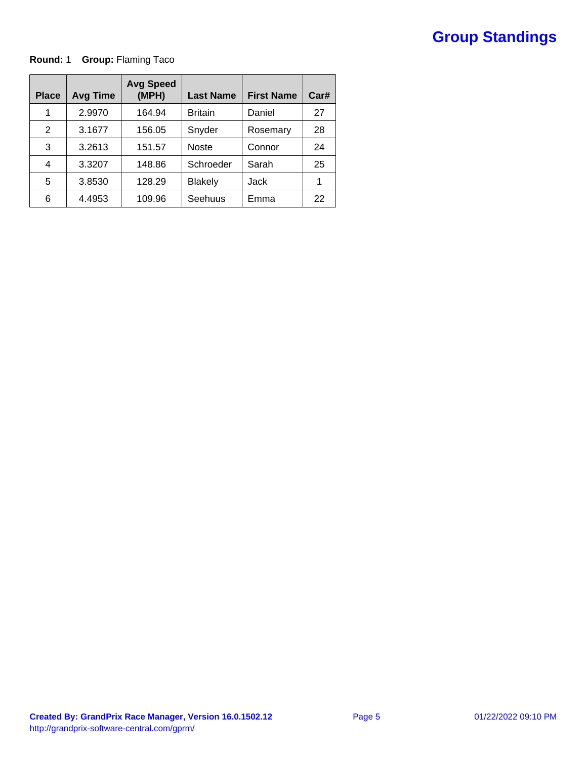# Group Standings

**Round:** 1 **Group:** Flaming Taco

| Place | Avg Time | Avg Speed (MPH) | Last Name | First Name | Car# |
|---|---|---|---|---|---|
| 1 | 2.9970 | 164.94 | Britain | Daniel | 27 |
| 2 | 3.1677 | 156.05 | Snyder | Rosemary | 28 |
| 3 | 3.2613 | 151.57 | Noste | Connor | 24 |
| 4 | 3.3207 | 148.86 | Schroeder | Sarah | 25 |
| 5 | 3.8530 | 128.29 | Blakely | Jack | 1 |
| 6 | 4.4953 | 109.96 | Seehuus | Emma | 22 |

**Created By: GrandPrix Race Manager, Version 16.0.1502.12**
http://grandprix-software-central.com/gprm/

01/22/2022 09:10 PM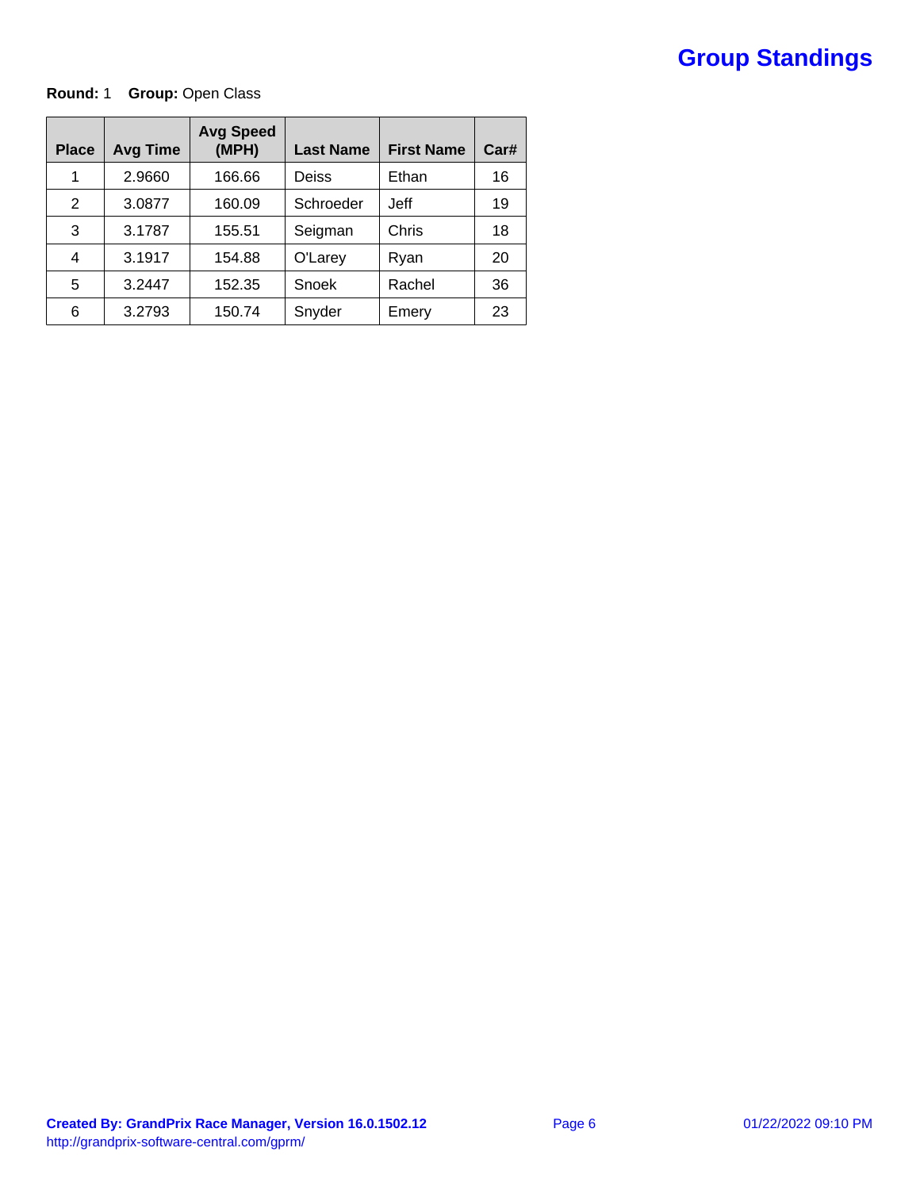# Group Standings

**Round:** 1 **Group:** Open Class

| Place | Avg Time | Avg Speed (MPH) | Last Name | First Name | Car# |
|---|---|---|---|---|---|
| 1 | 2.9660 | 166.66 | Deiss | Ethan | 16 |
| 2 | 3.0877 | 160.09 | Schroeder | Jeff | 19 |
| 3 | 3.1787 | 155.51 | Seigman | Chris | 18 |
| 4 | 3.1917 | 154.88 | O'Larey | Ryan | 20 |
| 5 | 3.2447 | 152.35 | Snoek | Rachel | 36 |
| 6 | 3.2793 | 150.74 | Snyder | Emery | 23 |

**Created By: GrandPrix Race Manager, Version 16.0.1502.12**
http://grandprix-software-central.com/gprm/

01/22/2022 09:10 PM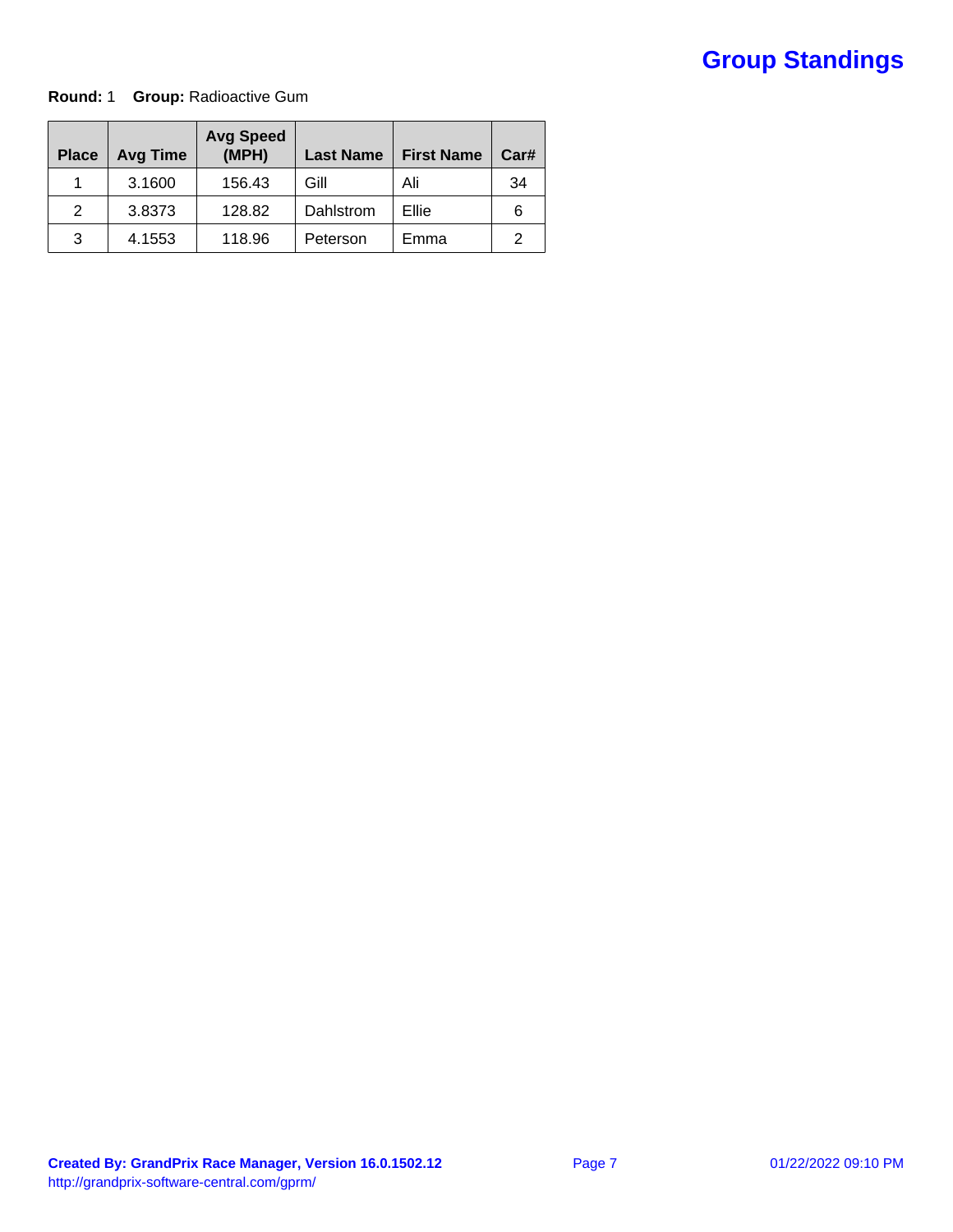# Group Standings

**Round:** 1 **Group:** Radioactive Gum

| Place | Avg Time | Avg Speed (MPH) | Last Name | First Name | Car# |
|---|---|---|---|---|---|
| 1 | 3.1600 | 156.43 | Gill | Ali | 34 |
| 2 | 3.8373 | 128.82 | Dahlstrom | Ellie | 6 |
| 3 | 4.1553 | 118.96 | Peterson | Emma | 2 |

**Created By: GrandPrix Race Manager, Version 16.0.1502.12**
http://grandprix-software-central.com/gprm/

01/22/2022 09:10 PM